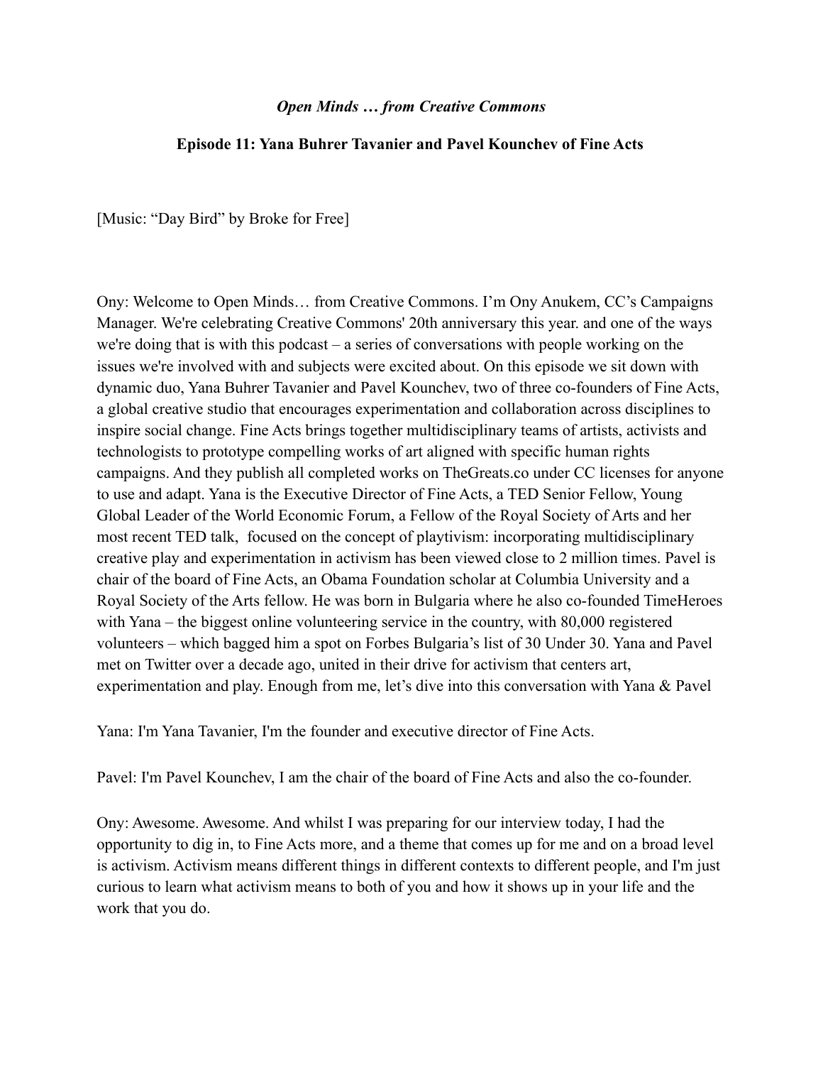***Open Minds … from Creative Commons***

**Episode 11: Yana Buhrer Tavanier and Pavel Kounchev of Fine Acts**

[Music: "Day Bird" by Broke for Free]

Ony: Welcome to Open Minds… from Creative Commons. I'm Ony Anukem, CC's Campaigns Manager. We're celebrating Creative Commons' 20th anniversary this year. and one of the ways we're doing that is with this podcast – a series of conversations with people working on the issues we're involved with and subjects were excited about. On this episode we sit down with dynamic duo, Yana Buhrer Tavanier and Pavel Kounchev, two of three co-founders of Fine Acts, a global creative studio that encourages experimentation and collaboration across disciplines to inspire social change. Fine Acts brings together multidisciplinary teams of artists, activists and technologists to prototype compelling works of art aligned with specific human rights campaigns. And they publish all completed works on TheGreats.co under CC licenses for anyone to use and adapt. Yana is the Executive Director of Fine Acts, a TED Senior Fellow, Young Global Leader of the World Economic Forum, a Fellow of the Royal Society of Arts and her most recent TED talk, focused on the concept of playtivism: incorporating multidisciplinary creative play and experimentation in activism has been viewed close to 2 million times. Pavel is chair of the board of Fine Acts, an Obama Foundation scholar at Columbia University and a Royal Society of the Arts fellow. He was born in Bulgaria where he also co-founded TimeHeroes with Yana – the biggest online volunteering service in the country, with 80,000 registered volunteers – which bagged him a spot on Forbes Bulgaria's list of 30 Under 30. Yana and Pavel met on Twitter over a decade ago, united in their drive for activism that centers art, experimentation and play. Enough from me, let's dive into this conversation with Yana & Pavel

Yana: I'm Yana Tavanier, I'm the founder and executive director of Fine Acts.

Pavel: I'm Pavel Kounchev, I am the chair of the board of Fine Acts and also the co-founder.

Ony: Awesome. Awesome. And whilst I was preparing for our interview today, I had the opportunity to dig in, to Fine Acts more, and a theme that comes up for me and on a broad level is activism. Activism means different things in different contexts to different people, and I'm just curious to learn what activism means to both of you and how it shows up in your life and the work that you do.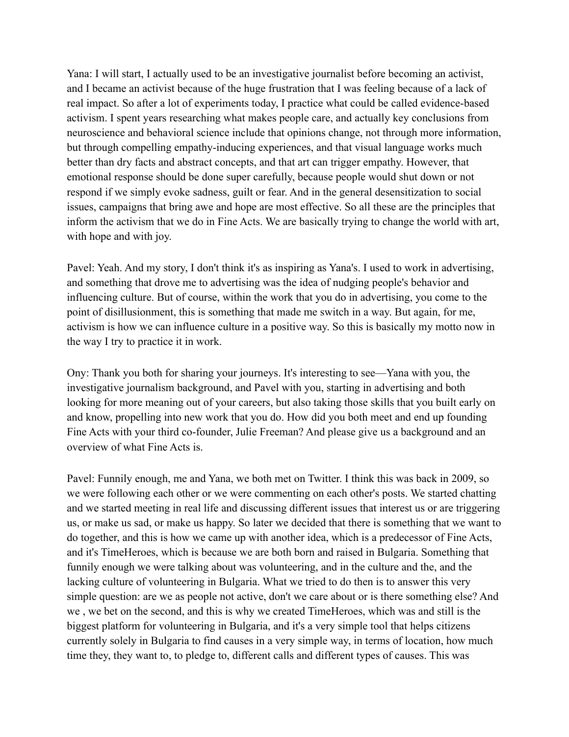Yana: I will start, I actually used to be an investigative journalist before becoming an activist, and I became an activist because of the huge frustration that I was feeling because of a lack of real impact. So after a lot of experiments today, I practice what could be called evidence-based activism. I spent years researching what makes people care, and actually key conclusions from neuroscience and behavioral science include that opinions change, not through more information, but through compelling empathy-inducing experiences, and that visual language works much better than dry facts and abstract concepts, and that art can trigger empathy. However, that emotional response should be done super carefully, because people would shut down or not respond if we simply evoke sadness, guilt or fear. And in the general desensitization to social issues, campaigns that bring awe and hope are most effective. So all these are the principles that inform the activism that we do in Fine Acts. We are basically trying to change the world with art, with hope and with joy.

Pavel: Yeah. And my story, I don't think it's as inspiring as Yana's. I used to work in advertising, and something that drove me to advertising was the idea of nudging people's behavior and influencing culture. But of course, within the work that you do in advertising, you come to the point of disillusionment, this is something that made me switch in a way. But again, for me, activism is how we can influence culture in a positive way. So this is basically my motto now in the way I try to practice it in work.

Ony: Thank you both for sharing your journeys. It's interesting to see—Yana with you, the investigative journalism background, and Pavel with you, starting in advertising and both looking for more meaning out of your careers, but also taking those skills that you built early on and know, propelling into new work that you do. How did you both meet and end up founding Fine Acts with your third co-founder, Julie Freeman? And please give us a background and an overview of what Fine Acts is.

Pavel: Funnily enough, me and Yana, we both met on Twitter. I think this was back in 2009, so we were following each other or we were commenting on each other's posts. We started chatting and we started meeting in real life and discussing different issues that interest us or are triggering us, or make us sad, or make us happy. So later we decided that there is something that we want to do together, and this is how we came up with another idea, which is a predecessor of Fine Acts, and it's TimeHeroes, which is because we are both born and raised in Bulgaria. Something that funnily enough we were talking about was volunteering, and in the culture and the, and the lacking culture of volunteering in Bulgaria. What we tried to do then is to answer this very simple question: are we as people not active, don't we care about or is there something else? And we , we bet on the second, and this is why we created TimeHeroes, which was and still is the biggest platform for volunteering in Bulgaria, and it's a very simple tool that helps citizens currently solely in Bulgaria to find causes in a very simple way, in terms of location, how much time they, they want to, to pledge to, different calls and different types of causes. This was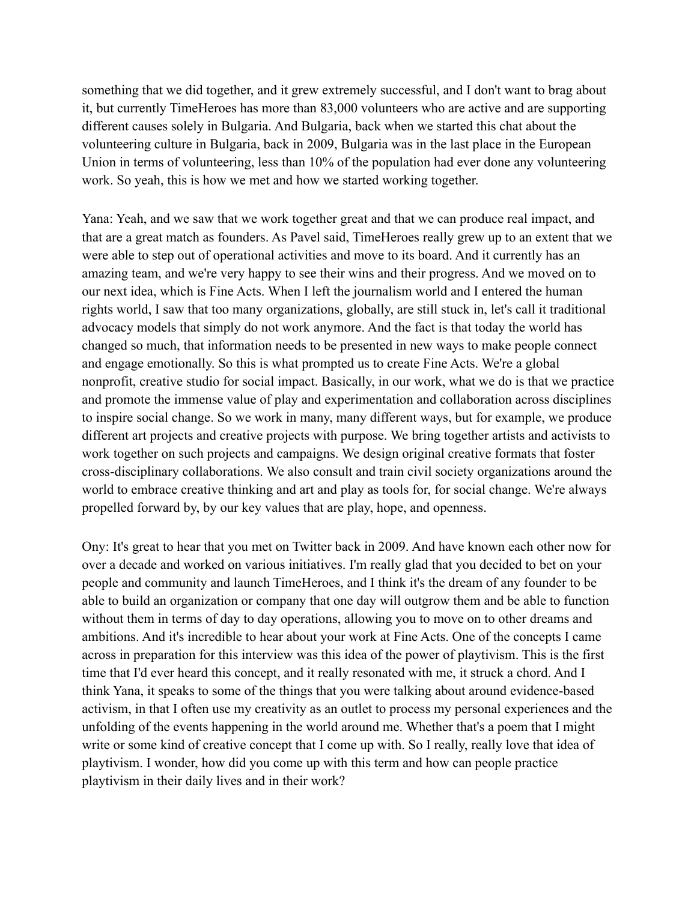something that we did together, and it grew extremely successful, and I don't want to brag about it, but currently TimeHeroes has more than 83,000 volunteers who are active and are supporting different causes solely in Bulgaria. And Bulgaria, back when we started this chat about the volunteering culture in Bulgaria, back in 2009, Bulgaria was in the last place in the European Union in terms of volunteering, less than 10% of the population had ever done any volunteering work. So yeah, this is how we met and how we started working together.

Yana: Yeah, and we saw that we work together great and that we can produce real impact, and that are a great match as founders. As Pavel said, TimeHeroes really grew up to an extent that we were able to step out of operational activities and move to its board. And it currently has an amazing team, and we're very happy to see their wins and their progress. And we moved on to our next idea, which is Fine Acts. When I left the journalism world and I entered the human rights world, I saw that too many organizations, globally, are still stuck in, let's call it traditional advocacy models that simply do not work anymore. And the fact is that today the world has changed so much, that information needs to be presented in new ways to make people connect and engage emotionally. So this is what prompted us to create Fine Acts. We're a global nonprofit, creative studio for social impact. Basically, in our work, what we do is that we practice and promote the immense value of play and experimentation and collaboration across disciplines to inspire social change. So we work in many, many different ways, but for example, we produce different art projects and creative projects with purpose. We bring together artists and activists to work together on such projects and campaigns. We design original creative formats that foster cross-disciplinary collaborations. We also consult and train civil society organizations around the world to embrace creative thinking and art and play as tools for, for social change. We're always propelled forward by, by our key values that are play, hope, and openness.

Ony: It's great to hear that you met on Twitter back in 2009. And have known each other now for over a decade and worked on various initiatives. I'm really glad that you decided to bet on your people and community and launch TimeHeroes, and I think it's the dream of any founder to be able to build an organization or company that one day will outgrow them and be able to function without them in terms of day to day operations, allowing you to move on to other dreams and ambitions. And it's incredible to hear about your work at Fine Acts. One of the concepts I came across in preparation for this interview was this idea of the power of playtivism. This is the first time that I'd ever heard this concept, and it really resonated with me, it struck a chord. And I think Yana, it speaks to some of the things that you were talking about around evidence-based activism, in that I often use my creativity as an outlet to process my personal experiences and the unfolding of the events happening in the world around me. Whether that's a poem that I might write or some kind of creative concept that I come up with. So I really, really love that idea of playtivism. I wonder, how did you come up with this term and how can people practice playtivism in their daily lives and in their work?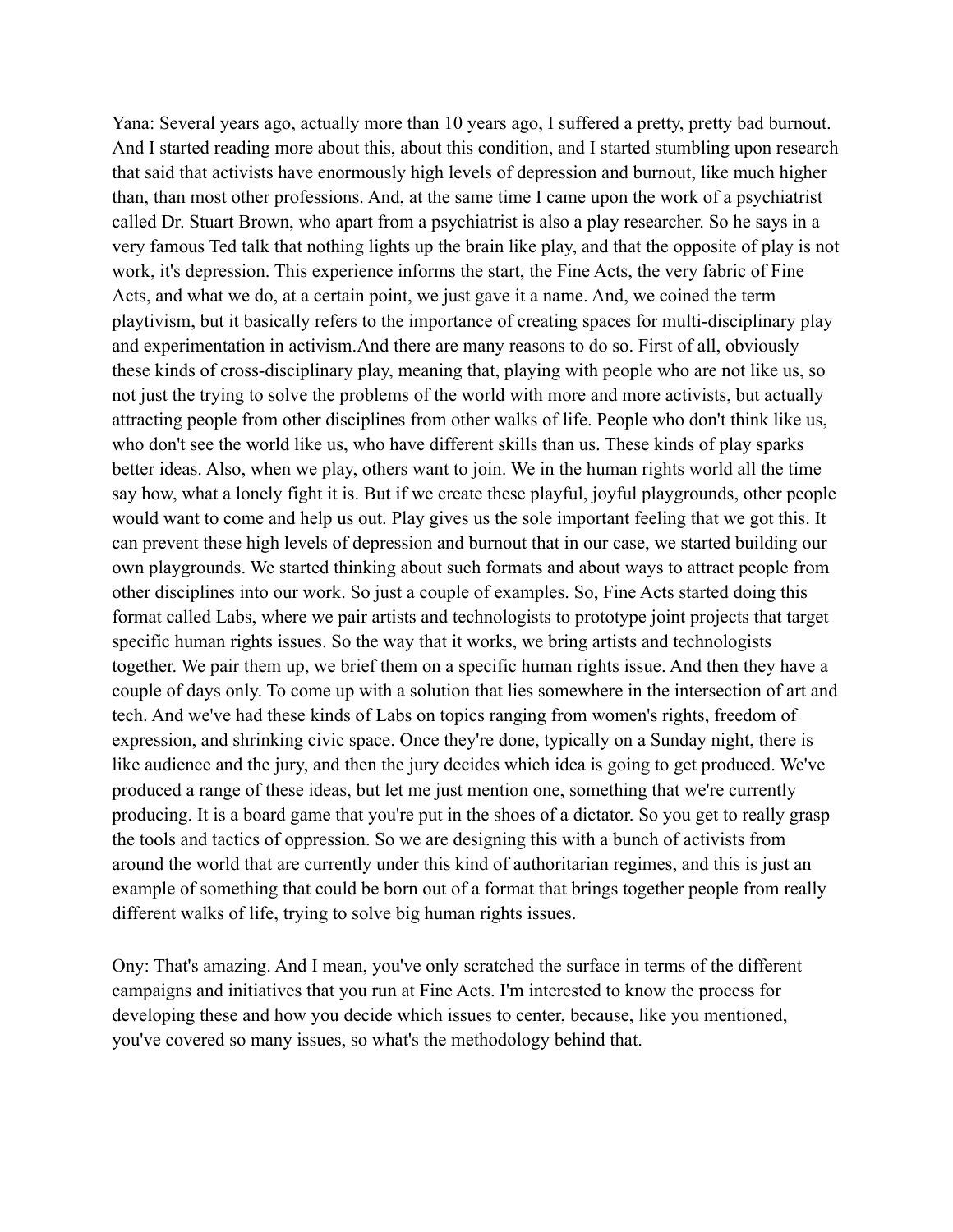Yana: Several years ago, actually more than 10 years ago, I suffered a pretty, pretty bad burnout. And I started reading more about this, about this condition, and I started stumbling upon research that said that activists have enormously high levels of depression and burnout, like much higher than, than most other professions. And, at the same time I came upon the work of a psychiatrist called Dr. Stuart Brown, who apart from a psychiatrist is also a play researcher. So he says in a very famous Ted talk that nothing lights up the brain like play, and that the opposite of play is not work, it's depression. This experience informs the start, the Fine Acts, the very fabric of Fine Acts, and what we do, at a certain point, we just gave it a name. And, we coined the term playtivism, but it basically refers to the importance of creating spaces for multi-disciplinary play and experimentation in activism.And there are many reasons to do so. First of all, obviously these kinds of cross-disciplinary play, meaning that, playing with people who are not like us, so not just the trying to solve the problems of the world with more and more activists, but actually attracting people from other disciplines from other walks of life. People who don't think like us, who don't see the world like us, who have different skills than us. These kinds of play sparks better ideas. Also, when we play, others want to join. We in the human rights world all the time say how, what a lonely fight it is. But if we create these playful, joyful playgrounds, other people would want to come and help us out. Play gives us the sole important feeling that we got this. It can prevent these high levels of depression and burnout that in our case, we started building our own playgrounds. We started thinking about such formats and about ways to attract people from other disciplines into our work. So just a couple of examples. So, Fine Acts started doing this format called Labs, where we pair artists and technologists to prototype joint projects that target specific human rights issues. So the way that it works, we bring artists and technologists together. We pair them up, we brief them on a specific human rights issue. And then they have a couple of days only. To come up with a solution that lies somewhere in the intersection of art and tech. And we've had these kinds of Labs on topics ranging from women's rights, freedom of expression, and shrinking civic space. Once they're done, typically on a Sunday night, there is like audience and the jury, and then the jury decides which idea is going to get produced. We've produced a range of these ideas, but let me just mention one, something that we're currently producing. It is a board game that you're put in the shoes of a dictator. So you get to really grasp the tools and tactics of oppression. So we are designing this with a bunch of activists from around the world that are currently under this kind of authoritarian regimes, and this is just an example of something that could be born out of a format that brings together people from really different walks of life, trying to solve big human rights issues.

Ony: That's amazing. And I mean, you've only scratched the surface in terms of the different campaigns and initiatives that you run at Fine Acts. I'm interested to know the process for developing these and how you decide which issues to center, because, like you mentioned, you've covered so many issues, so what's the methodology behind that.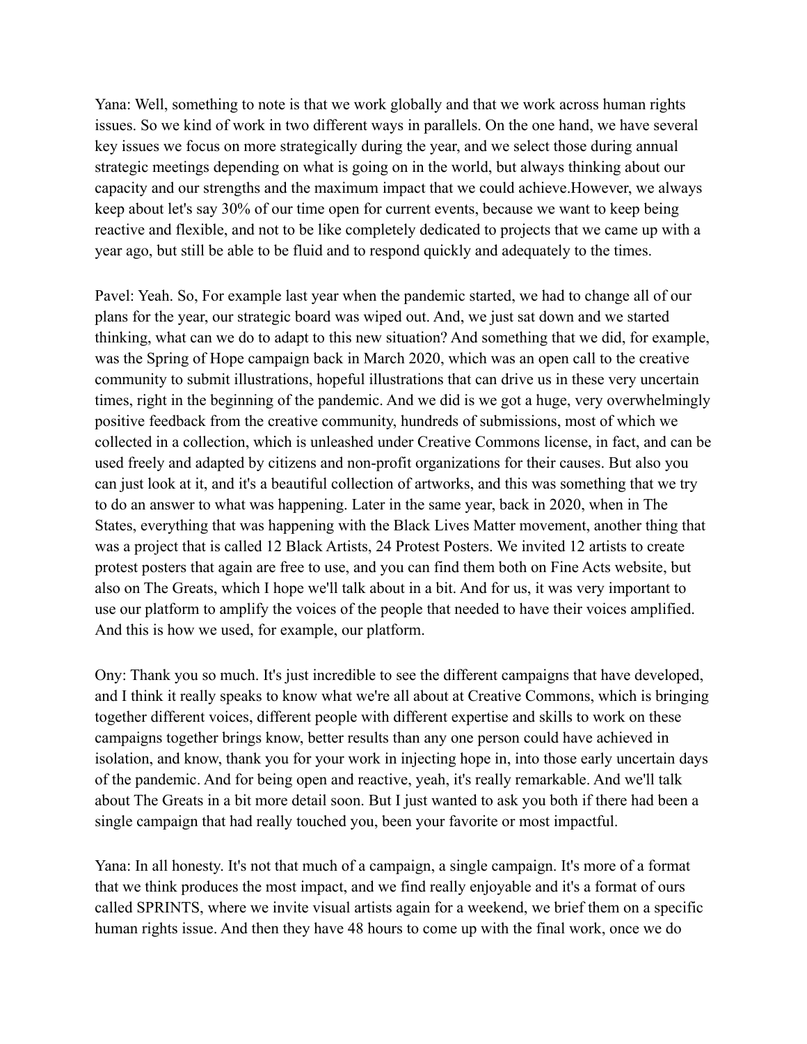Yana: Well, something to note is that we work globally and that we work across human rights issues. So we kind of work in two different ways in parallels. On the one hand, we have several key issues we focus on more strategically during the year, and we select those during annual strategic meetings depending on what is going on in the world, but always thinking about our capacity and our strengths and the maximum impact that we could achieve.However, we always keep about let's say 30% of our time open for current events, because we want to keep being reactive and flexible, and not to be like completely dedicated to projects that we came up with a year ago, but still be able to be fluid and to respond quickly and adequately to the times.

Pavel: Yeah. So, For example last year when the pandemic started, we had to change all of our plans for the year, our strategic board was wiped out. And, we just sat down and we started thinking, what can we do to adapt to this new situation? And something that we did, for example, was the Spring of Hope campaign back in March 2020, which was an open call to the creative community to submit illustrations, hopeful illustrations that can drive us in these very uncertain times, right in the beginning of the pandemic. And we did is we got a huge, very overwhelmingly positive feedback from the creative community, hundreds of submissions, most of which we collected in a collection, which is unleashed under Creative Commons license, in fact, and can be used freely and adapted by citizens and non-profit organizations for their causes. But also you can just look at it, and it's a beautiful collection of artworks, and this was something that we try to do an answer to what was happening. Later in the same year, back in 2020, when in The States, everything that was happening with the Black Lives Matter movement, another thing that was a project that is called 12 Black Artists, 24 Protest Posters. We invited 12 artists to create protest posters that again are free to use, and you can find them both on Fine Acts website, but also on The Greats, which I hope we'll talk about in a bit. And for us, it was very important to use our platform to amplify the voices of the people that needed to have their voices amplified. And this is how we used, for example, our platform.

Ony: Thank you so much. It's just incredible to see the different campaigns that have developed, and I think it really speaks to know what we're all about at Creative Commons, which is bringing together different voices, different people with different expertise and skills to work on these campaigns together brings know, better results than any one person could have achieved in isolation, and know, thank you for your work in injecting hope in, into those early uncertain days of the pandemic. And for being open and reactive, yeah, it's really remarkable. And we'll talk about The Greats in a bit more detail soon. But I just wanted to ask you both if there had been a single campaign that had really touched you, been your favorite or most impactful.

Yana: In all honesty. It's not that much of a campaign, a single campaign. It's more of a format that we think produces the most impact, and we find really enjoyable and it's a format of ours called SPRINTS, where we invite visual artists again for a weekend, we brief them on a specific human rights issue. And then they have 48 hours to come up with the final work, once we do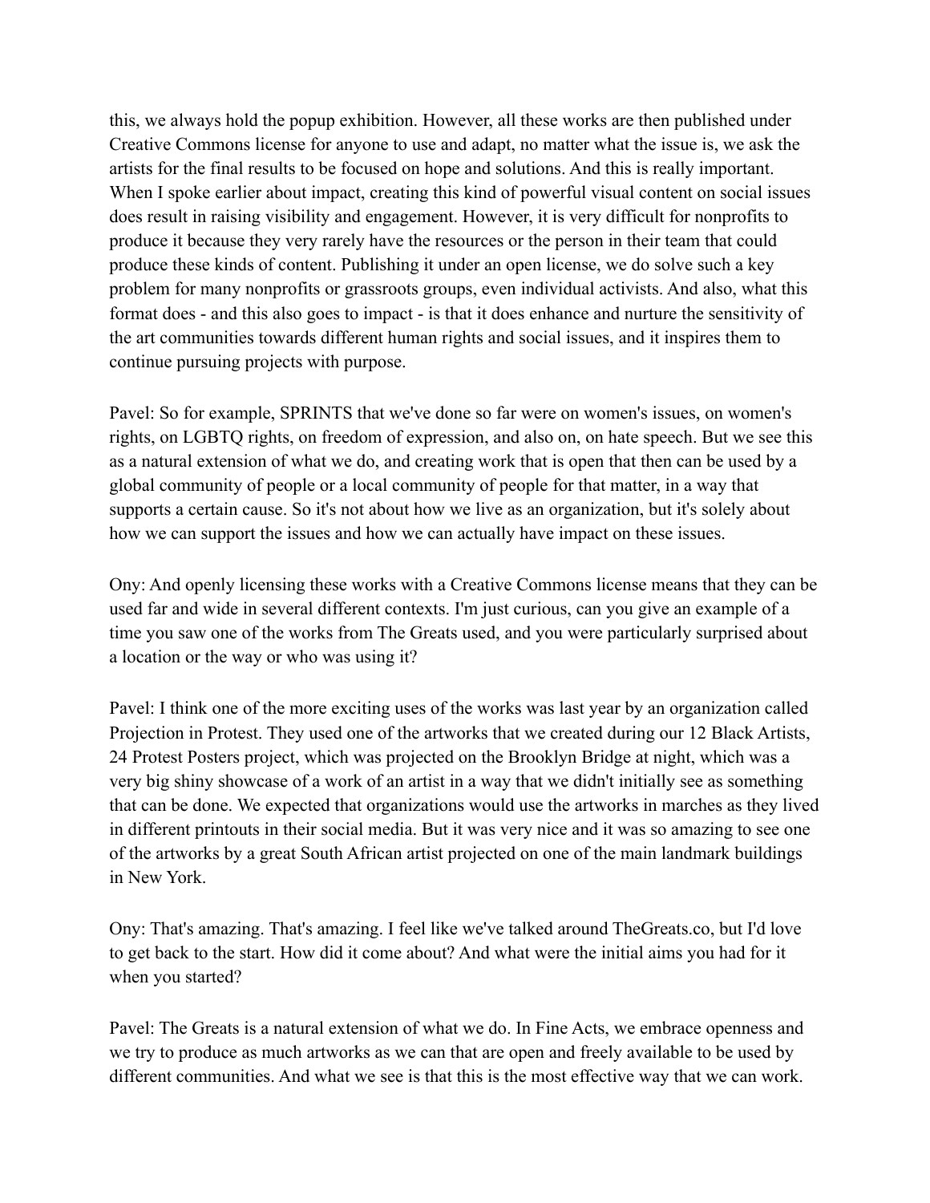this, we always hold the popup exhibition. However, all these works are then published under Creative Commons license for anyone to use and adapt, no matter what the issue is, we ask the artists for the final results to be focused on hope and solutions. And this is really important. When I spoke earlier about impact, creating this kind of powerful visual content on social issues does result in raising visibility and engagement. However, it is very difficult for nonprofits to produce it because they very rarely have the resources or the person in their team that could produce these kinds of content. Publishing it under an open license, we do solve such a key problem for many nonprofits or grassroots groups, even individual activists. And also, what this format does - and this also goes to impact - is that it does enhance and nurture the sensitivity of the art communities towards different human rights and social issues, and it inspires them to continue pursuing projects with purpose.

Pavel: So for example, SPRINTS that we've done so far were on women's issues, on women's rights, on LGBTQ rights, on freedom of expression, and also on, on hate speech. But we see this as a natural extension of what we do, and creating work that is open that then can be used by a global community of people or a local community of people for that matter, in a way that supports a certain cause. So it's not about how we live as an organization, but it's solely about how we can support the issues and how we can actually have impact on these issues.

Ony: And openly licensing these works with a Creative Commons license means that they can be used far and wide in several different contexts. I'm just curious, can you give an example of a time you saw one of the works from The Greats used, and you were particularly surprised about a location or the way or who was using it?

Pavel: I think one of the more exciting uses of the works was last year by an organization called Projection in Protest. They used one of the artworks that we created during our 12 Black Artists, 24 Protest Posters project, which was projected on the Brooklyn Bridge at night, which was a very big shiny showcase of a work of an artist in a way that we didn't initially see as something that can be done. We expected that organizations would use the artworks in marches as they lived in different printouts in their social media. But it was very nice and it was so amazing to see one of the artworks by a great South African artist projected on one of the main landmark buildings in New York.

Ony: That's amazing. That's amazing. I feel like we've talked around TheGreats.co, but I'd love to get back to the start. How did it come about? And what were the initial aims you had for it when you started?

Pavel: The Greats is a natural extension of what we do. In Fine Acts, we embrace openness and we try to produce as much artworks as we can that are open and freely available to be used by different communities. And what we see is that this is the most effective way that we can work.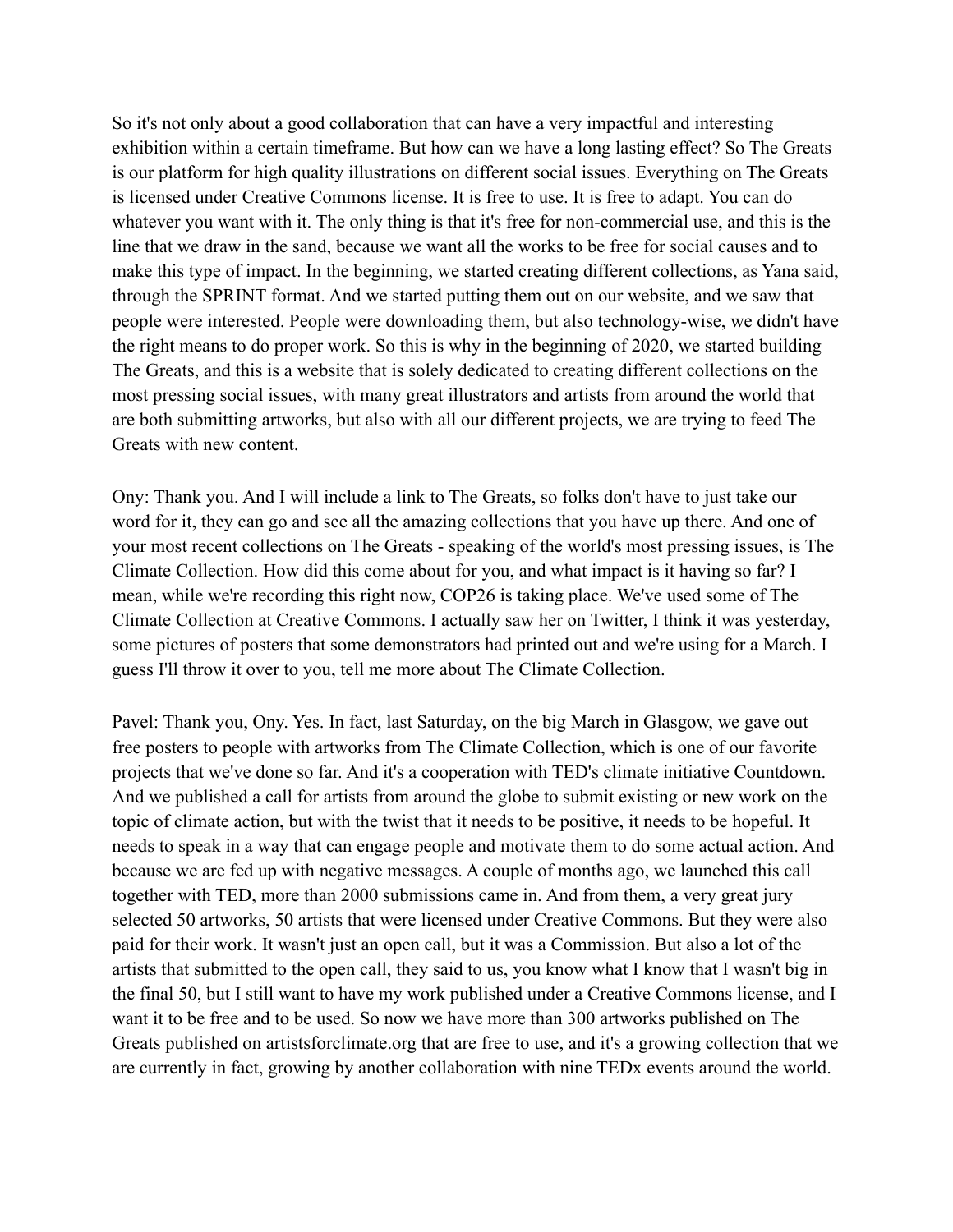So it's not only about a good collaboration that can have a very impactful and interesting exhibition within a certain timeframe. But how can we have a long lasting effect? So The Greats is our platform for high quality illustrations on different social issues. Everything on The Greats is licensed under Creative Commons license. It is free to use. It is free to adapt. You can do whatever you want with it. The only thing is that it's free for non-commercial use, and this is the line that we draw in the sand, because we want all the works to be free for social causes and to make this type of impact. In the beginning, we started creating different collections, as Yana said, through the SPRINT format. And we started putting them out on our website, and we saw that people were interested. People were downloading them, but also technology-wise, we didn't have the right means to do proper work. So this is why in the beginning of 2020, we started building The Greats, and this is a website that is solely dedicated to creating different collections on the most pressing social issues, with many great illustrators and artists from around the world that are both submitting artworks, but also with all our different projects, we are trying to feed The Greats with new content.

Ony: Thank you. And I will include a link to The Greats, so folks don't have to just take our word for it, they can go and see all the amazing collections that you have up there. And one of your most recent collections on The Greats - speaking of the world's most pressing issues, is The Climate Collection. How did this come about for you, and what impact is it having so far? I mean, while we're recording this right now, COP26 is taking place. We've used some of The Climate Collection at Creative Commons. I actually saw her on Twitter, I think it was yesterday, some pictures of posters that some demonstrators had printed out and we're using for a March. I guess I'll throw it over to you, tell me more about The Climate Collection.

Pavel: Thank you, Ony. Yes. In fact, last Saturday, on the big March in Glasgow, we gave out free posters to people with artworks from The Climate Collection, which is one of our favorite projects that we've done so far. And it's a cooperation with TED's climate initiative Countdown. And we published a call for artists from around the globe to submit existing or new work on the topic of climate action, but with the twist that it needs to be positive, it needs to be hopeful. It needs to speak in a way that can engage people and motivate them to do some actual action. And because we are fed up with negative messages. A couple of months ago, we launched this call together with TED, more than 2000 submissions came in. And from them, a very great jury selected 50 artworks, 50 artists that were licensed under Creative Commons. But they were also paid for their work. It wasn't just an open call, but it was a Commission. But also a lot of the artists that submitted to the open call, they said to us, you know what I know that I wasn't big in the final 50, but I still want to have my work published under a Creative Commons license, and I want it to be free and to be used. So now we have more than 300 artworks published on The Greats published on artistsforclimate.org that are free to use, and it's a growing collection that we are currently in fact, growing by another collaboration with nine TEDx events around the world.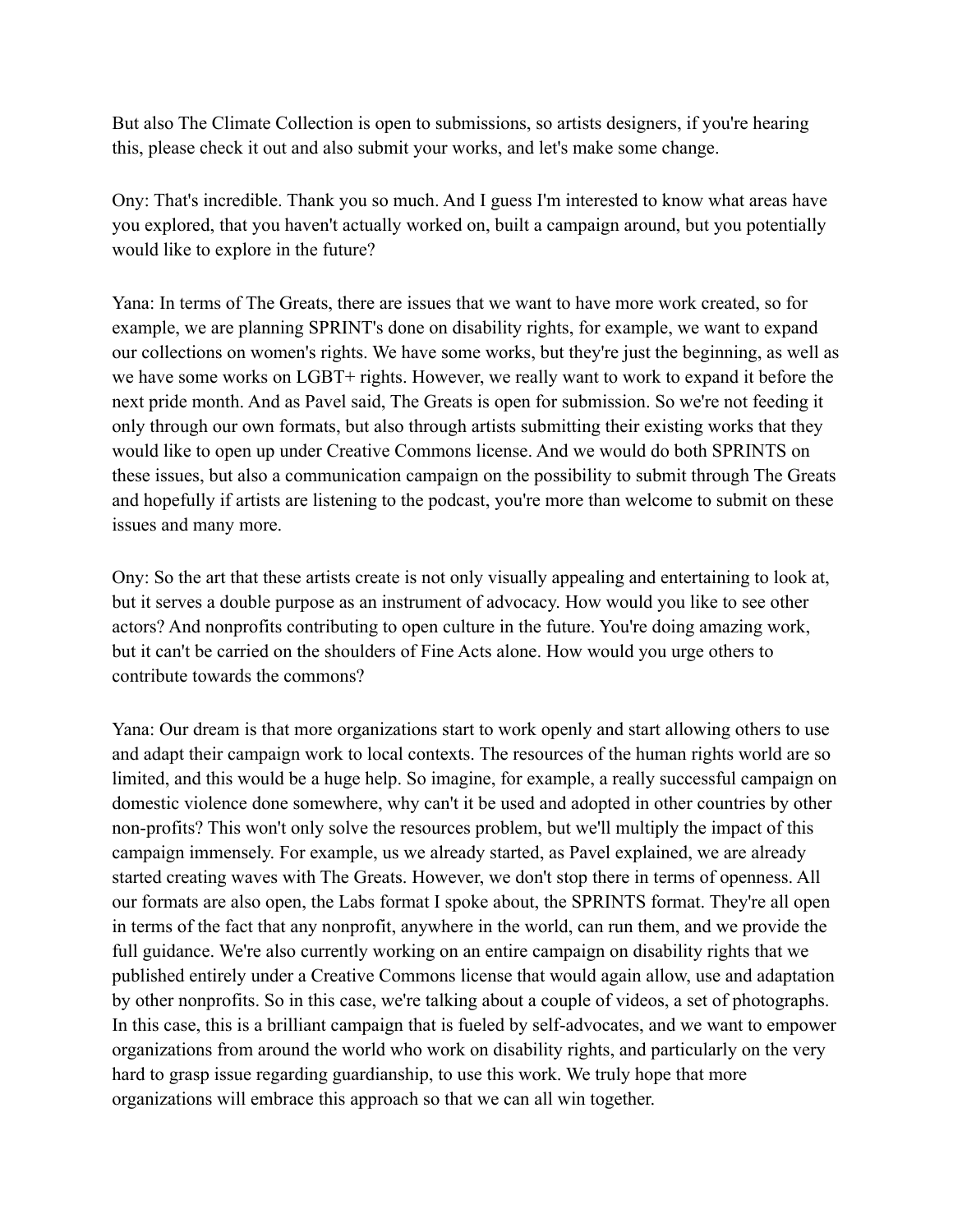But also The Climate Collection is open to submissions, so artists designers, if you're hearing this, please check it out and also submit your works, and let's make some change.

Ony: That's incredible. Thank you so much. And I guess I'm interested to know what areas have you explored, that you haven't actually worked on, built a campaign around, but you potentially would like to explore in the future?

Yana: In terms of The Greats, there are issues that we want to have more work created, so for example, we are planning SPRINT's done on disability rights, for example, we want to expand our collections on women's rights. We have some works, but they're just the beginning, as well as we have some works on LGBT+ rights. However, we really want to work to expand it before the next pride month. And as Pavel said, The Greats is open for submission. So we're not feeding it only through our own formats, but also through artists submitting their existing works that they would like to open up under Creative Commons license. And we would do both SPRINTS on these issues, but also a communication campaign on the possibility to submit through The Greats and hopefully if artists are listening to the podcast, you're more than welcome to submit on these issues and many more.

Ony: So the art that these artists create is not only visually appealing and entertaining to look at, but it serves a double purpose as an instrument of advocacy. How would you like to see other actors? And nonprofits contributing to open culture in the future. You're doing amazing work, but it can't be carried on the shoulders of Fine Acts alone. How would you urge others to contribute towards the commons?

Yana: Our dream is that more organizations start to work openly and start allowing others to use and adapt their campaign work to local contexts. The resources of the human rights world are so limited, and this would be a huge help. So imagine, for example, a really successful campaign on domestic violence done somewhere, why can't it be used and adopted in other countries by other non-profits? This won't only solve the resources problem, but we'll multiply the impact of this campaign immensely. For example, us we already started, as Pavel explained, we are already started creating waves with The Greats. However, we don't stop there in terms of openness. All our formats are also open, the Labs format I spoke about, the SPRINTS format. They're all open in terms of the fact that any nonprofit, anywhere in the world, can run them, and we provide the full guidance. We're also currently working on an entire campaign on disability rights that we published entirely under a Creative Commons license that would again allow, use and adaptation by other nonprofits. So in this case, we're talking about a couple of videos, a set of photographs. In this case, this is a brilliant campaign that is fueled by self-advocates, and we want to empower organizations from around the world who work on disability rights, and particularly on the very hard to grasp issue regarding guardianship, to use this work. We truly hope that more organizations will embrace this approach so that we can all win together.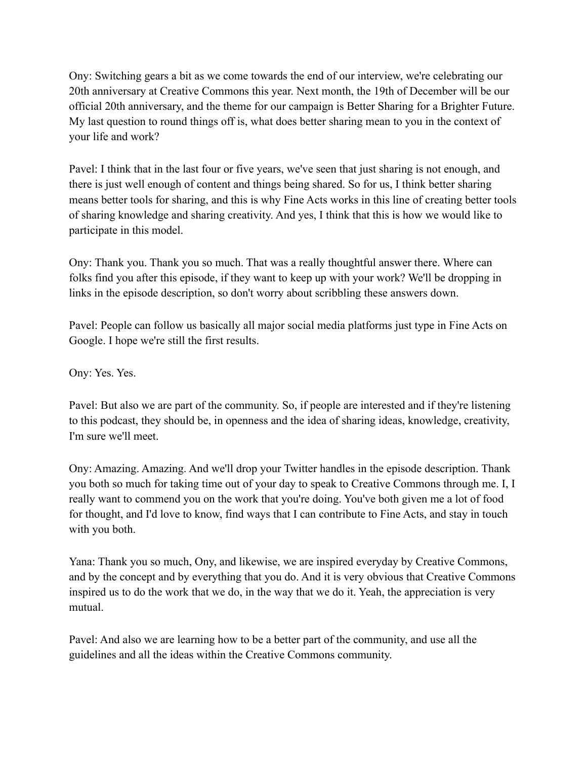Ony: Switching gears a bit as we come towards the end of our interview, we're celebrating our 20th anniversary at Creative Commons this year. Next month, the 19th of December will be our official 20th anniversary, and the theme for our campaign is Better Sharing for a Brighter Future. My last question to round things off is, what does better sharing mean to you in the context of your life and work?

Pavel: I think that in the last four or five years, we've seen that just sharing is not enough, and there is just well enough of content and things being shared. So for us, I think better sharing means better tools for sharing, and this is why Fine Acts works in this line of creating better tools of sharing knowledge and sharing creativity. And yes, I think that this is how we would like to participate in this model.

Ony: Thank you. Thank you so much. That was a really thoughtful answer there. Where can folks find you after this episode, if they want to keep up with your work? We'll be dropping in links in the episode description, so don't worry about scribbling these answers down.

Pavel: People can follow us basically all major social media platforms just type in Fine Acts on Google. I hope we're still the first results.

Ony: Yes. Yes.

Pavel: But also we are part of the community. So, if people are interested and if they're listening to this podcast, they should be, in openness and the idea of sharing ideas, knowledge, creativity, I'm sure we'll meet.

Ony: Amazing. Amazing. And we'll drop your Twitter handles in the episode description. Thank you both so much for taking time out of your day to speak to Creative Commons through me. I, I really want to commend you on the work that you're doing. You've both given me a lot of food for thought, and I'd love to know, find ways that I can contribute to Fine Acts, and stay in touch with you both.

Yana: Thank you so much, Ony, and likewise, we are inspired everyday by Creative Commons, and by the concept and by everything that you do. And it is very obvious that Creative Commons inspired us to do the work that we do, in the way that we do it. Yeah, the appreciation is very mutual.

Pavel: And also we are learning how to be a better part of the community, and use all the guidelines and all the ideas within the Creative Commons community.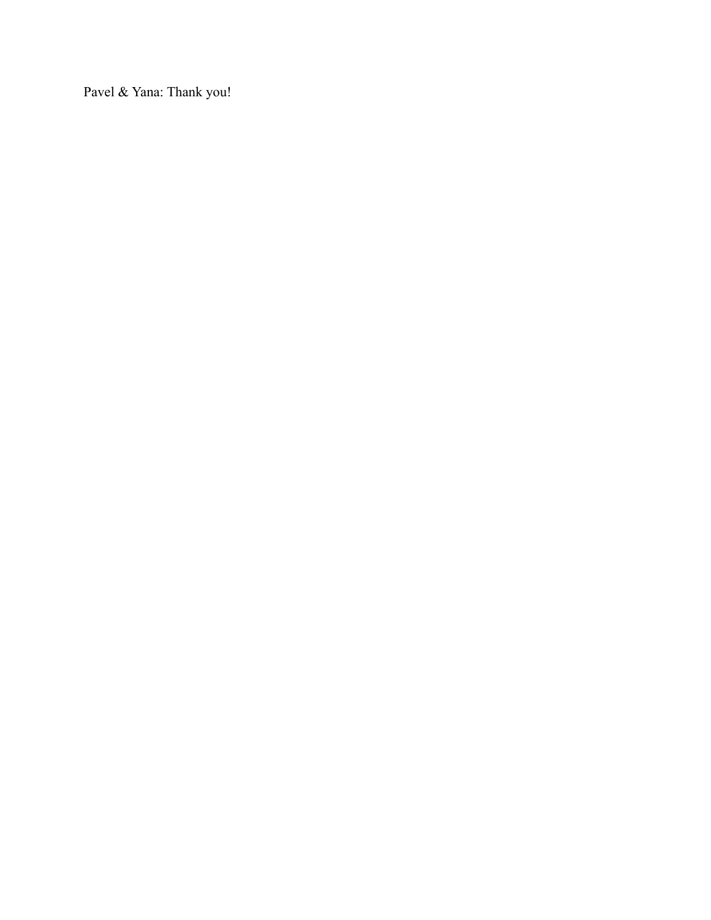Pavel & Yana: Thank you!